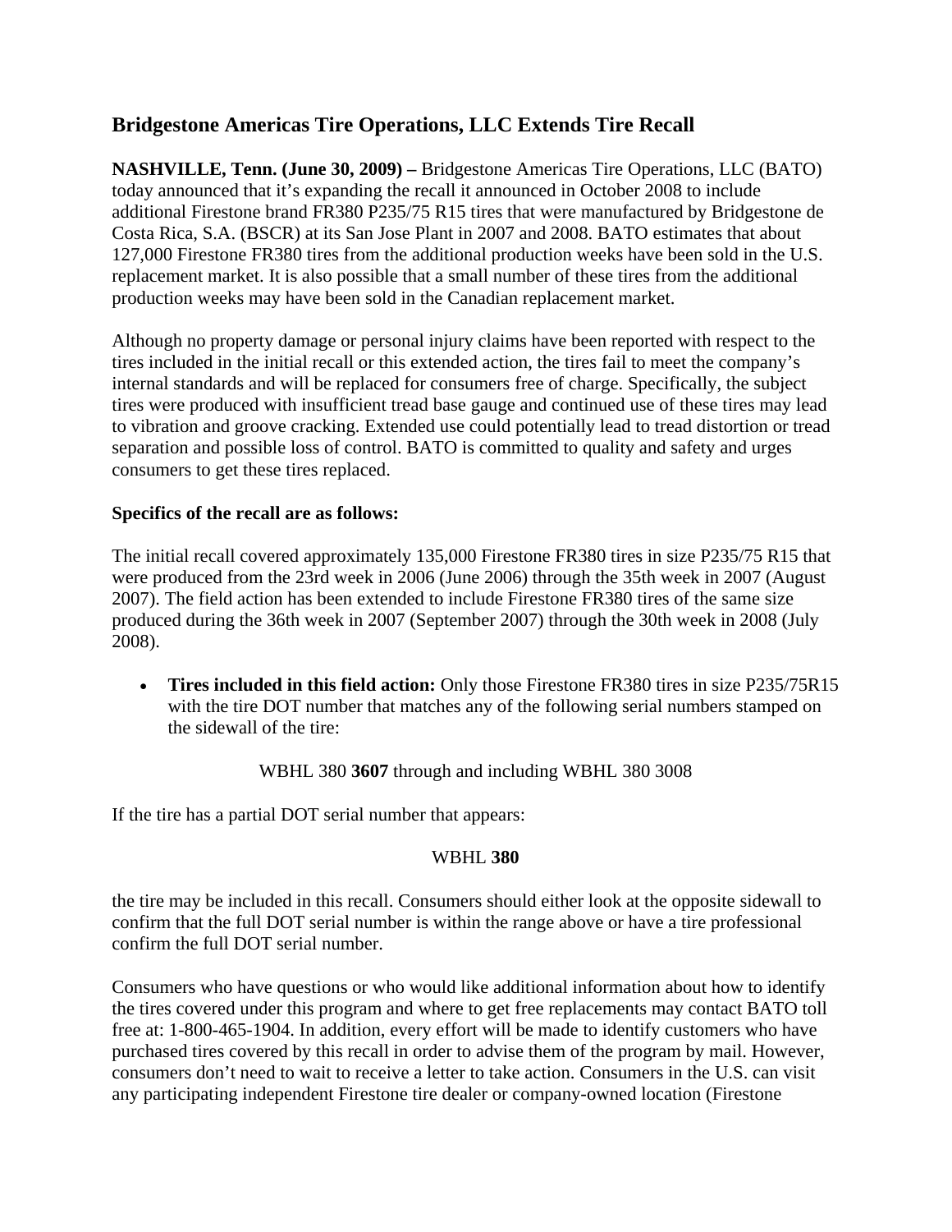## Bridgestone Americas Tire Operations, LLC Extends Tire Recall

**NASHVILLE, Tenn. (June 30, 2009) –** Bridgestone Americas Tire Operations, LLC (BATO) today announced that it's expanding the recall it announced in October 2008 to include additional Firestone brand FR380 P235/75 R15 tires that were manufactured by Bridgestone de Costa Rica, S.A. (BSCR) at its San Jose Plant in 2007 and 2008. BATO estimates that about 127,000 Firestone FR380 tires from the additional production weeks have been sold in the U.S. replacement market. It is also possible that a small number of these tires from the additional production weeks may have been sold in the Canadian replacement market.

Although no property damage or personal injury claims have been reported with respect to the tires included in the initial recall or this extended action, the tires fail to meet the company's internal standards and will be replaced for consumers free of charge. Specifically, the subject tires were produced with insufficient tread base gauge and continued use of these tires may lead to vibration and groove cracking. Extended use could potentially lead to tread distortion or tread separation and possible loss of control. BATO is committed to quality and safety and urges consumers to get these tires replaced.

**Specifics of the recall are as follows:**

The initial recall covered approximately 135,000 Firestone FR380 tires in size P235/75 R15 that were produced from the 23rd week in 2006 (June 2006) through the 35th week in 2007 (August 2007). The field action has been extended to include Firestone FR380 tires of the same size produced during the 36th week in 2007 (September 2007) through the 30th week in 2008 (July 2008).

- **Tires included in this field action:** Only those Firestone FR380 tires in size P235/75R15 with the tire DOT number that matches any of the following serial numbers stamped on the sidewall of the tire:

WBHL 380 **3607** through and including WBHL 380 3008

If the tire has a partial DOT serial number that appears:

WBHL **380**

the tire may be included in this recall. Consumers should either look at the opposite sidewall to confirm that the full DOT serial number is within the range above or have a tire professional confirm the full DOT serial number.

Consumers who have questions or who would like additional information about how to identify the tires covered under this program and where to get free replacements may contact BATO toll free at: 1-800-465-1904. In addition, every effort will be made to identify customers who have purchased tires covered by this recall in order to advise them of the program by mail. However, consumers don't need to wait to receive a letter to take action. Consumers in the U.S. can visit any participating independent Firestone tire dealer or company-owned location (Firestone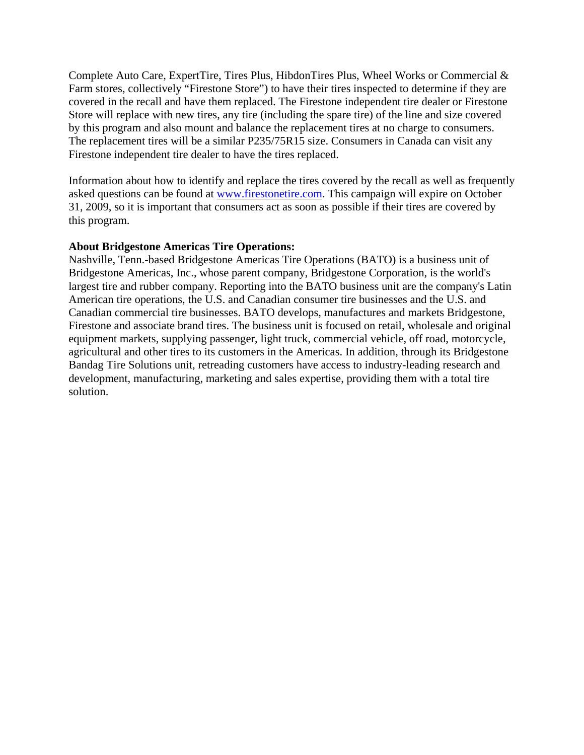Complete Auto Care, ExpertTire, Tires Plus, HibdonTires Plus, Wheel Works or Commercial & Farm stores, collectively "Firestone Store") to have their tires inspected to determine if they are covered in the recall and have them replaced. The Firestone independent tire dealer or Firestone Store will replace with new tires, any tire (including the spare tire) of the line and size covered by this program and also mount and balance the replacement tires at no charge to consumers. The replacement tires will be a similar P235/75R15 size. Consumers in Canada can visit any Firestone independent tire dealer to have the tires replaced.

Information about how to identify and replace the tires covered by the recall as well as frequently asked questions can be found at www.firestonetire.com. This campaign will expire on October 31, 2009, so it is important that consumers act as soon as possible if their tires are covered by this program.

**About Bridgestone Americas Tire Operations:**

Nashville, Tenn.-based Bridgestone Americas Tire Operations (BATO) is a business unit of Bridgestone Americas, Inc., whose parent company, Bridgestone Corporation, is the world's largest tire and rubber company. Reporting into the BATO business unit are the company's Latin American tire operations, the U.S. and Canadian consumer tire businesses and the U.S. and Canadian commercial tire businesses. BATO develops, manufactures and markets Bridgestone, Firestone and associate brand tires. The business unit is focused on retail, wholesale and original equipment markets, supplying passenger, light truck, commercial vehicle, off road, motorcycle, agricultural and other tires to its customers in the Americas. In addition, through its Bridgestone Bandag Tire Solutions unit, retreading customers have access to industry-leading research and development, manufacturing, marketing and sales expertise, providing them with a total tire solution.